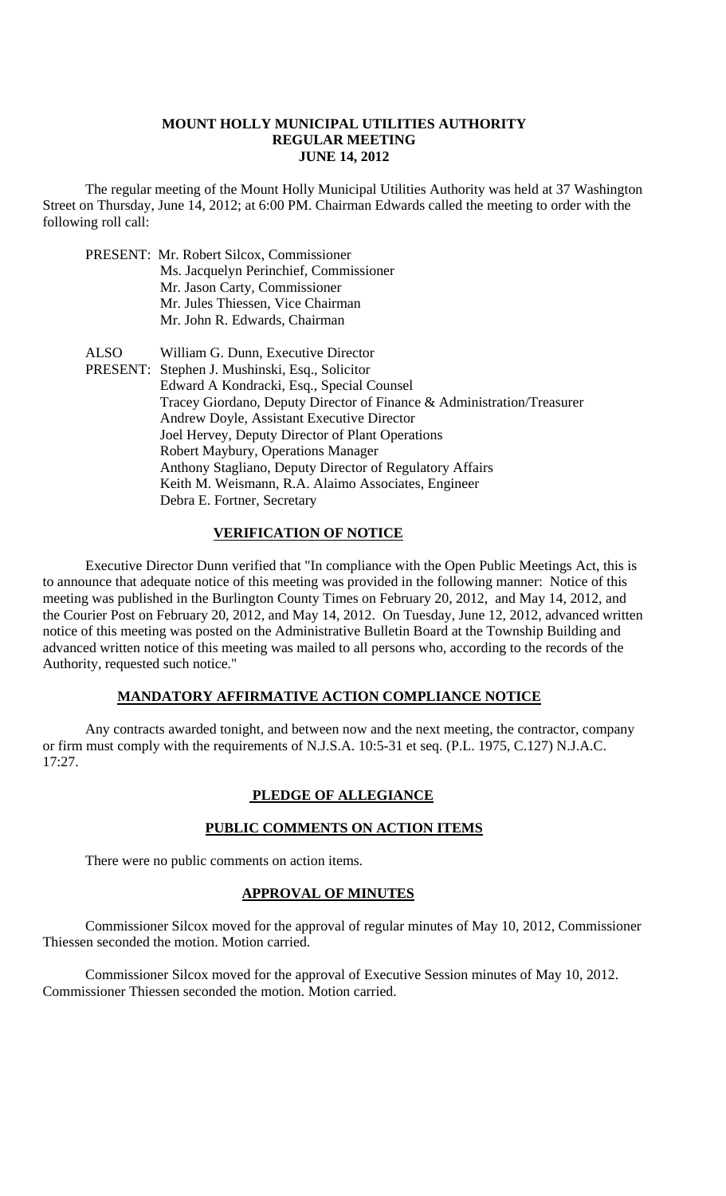# MOUNT HOLLY MUNICIPAL UTILITIES AUTHORITY
## REGULAR MEETING
## JUNE 14, 2012

The regular meeting of the Mount Holly Municipal Utilities Authority was held at 37 Washington Street on Thursday, June 14, 2012; at 6:00 PM. Chairman Edwards called the meeting to order with the following roll call:

PRESENT: Mr. Robert Silcox, Commissioner
Ms. Jacquelyn Perinchief, Commissioner
Mr. Jason Carty, Commissioner
Mr. Jules Thiessen, Vice Chairman
Mr. John R. Edwards, Chairman

ALSO PRESENT: William G. Dunn, Executive Director
Stephen J. Mushinski, Esq., Solicitor
Edward A Kondracki, Esq., Special Counsel
Tracey Giordano, Deputy Director of Finance & Administration/Treasurer
Andrew Doyle, Assistant Executive Director
Joel Hervey, Deputy Director of Plant Operations
Robert Maybury, Operations Manager
Anthony Stagliano, Deputy Director of Regulatory Affairs
Keith M. Weismann, R.A. Alaimo Associates, Engineer
Debra E. Fortner, Secretary

### VERIFICATION OF NOTICE

Executive Director Dunn verified that "In compliance with the Open Public Meetings Act, this is to announce that adequate notice of this meeting was provided in the following manner: Notice of this meeting was published in the Burlington County Times on February 20, 2012, and May 14, 2012, and the Courier Post on February 20, 2012, and May 14, 2012. On Tuesday, June 12, 2012, advanced written notice of this meeting was posted on the Administrative Bulletin Board at the Township Building and advanced written notice of this meeting was mailed to all persons who, according to the records of the Authority, requested such notice."

### MANDATORY AFFIRMATIVE ACTION COMPLIANCE NOTICE

Any contracts awarded tonight, and between now and the next meeting, the contractor, company or firm must comply with the requirements of N.J.S.A. 10:5-31 et seq. (P.L. 1975, C.127) N.J.A.C. 17:27.

### PLEDGE OF ALLEGIANCE

### PUBLIC COMMENTS ON ACTION ITEMS

There were no public comments on action items.

### APPROVAL OF MINUTES

Commissioner Silcox moved for the approval of regular minutes of May 10, 2012, Commissioner Thiessen seconded the motion. Motion carried.

Commissioner Silcox moved for the approval of Executive Session minutes of May 10, 2012. Commissioner Thiessen seconded the motion. Motion carried.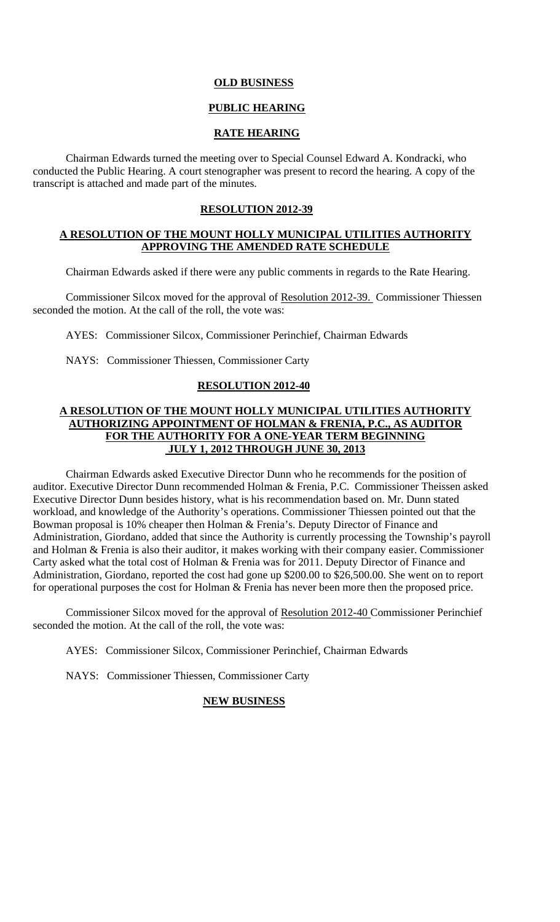## OLD BUSINESS

## PUBLIC HEARING

## RATE HEARING

Chairman Edwards turned the meeting over to Special Counsel Edward A. Kondracki, who conducted the Public Hearing. A court stenographer was present to record the hearing. A copy of the transcript is attached and made part of the minutes.

## RESOLUTION 2012-39

### A RESOLUTION OF THE MOUNT HOLLY MUNICIPAL UTILITIES AUTHORITY APPROVING THE AMENDED RATE SCHEDULE

Chairman Edwards asked if there were any public comments in regards to the Rate Hearing.

Commissioner Silcox moved for the approval of Resolution 2012-39. Commissioner Thiessen seconded the motion. At the call of the roll, the vote was:

AYES: Commissioner Silcox, Commissioner Perinchief, Chairman Edwards

NAYS: Commissioner Thiessen, Commissioner Carty

## RESOLUTION 2012-40

### A RESOLUTION OF THE MOUNT HOLLY MUNICIPAL UTILITIES AUTHORITY AUTHORIZING APPOINTMENT OF HOLMAN & FRENIA, P.C., AS AUDITOR FOR THE AUTHORITY FOR A ONE-YEAR TERM BEGINNING JULY 1, 2012 THROUGH JUNE 30, 2013

Chairman Edwards asked Executive Director Dunn who he recommends for the position of auditor. Executive Director Dunn recommended Holman & Frenia, P.C. Commissioner Theissen asked Executive Director Dunn besides history, what is his recommendation based on. Mr. Dunn stated workload, and knowledge of the Authority's operations. Commissioner Thiessen pointed out that the Bowman proposal is 10% cheaper then Holman & Frenia's. Deputy Director of Finance and Administration, Giordano, added that since the Authority is currently processing the Township's payroll and Holman & Frenia is also their auditor, it makes working with their company easier. Commissioner Carty asked what the total cost of Holman & Frenia was for 2011. Deputy Director of Finance and Administration, Giordano, reported the cost had gone up $200.00 to $26,500.00. She went on to report for operational purposes the cost for Holman & Frenia has never been more then the proposed price.

Commissioner Silcox moved for the approval of Resolution 2012-40 Commissioner Perinchief seconded the motion. At the call of the roll, the vote was:

AYES: Commissioner Silcox, Commissioner Perinchief, Chairman Edwards

NAYS: Commissioner Thiessen, Commissioner Carty

## NEW BUSINESS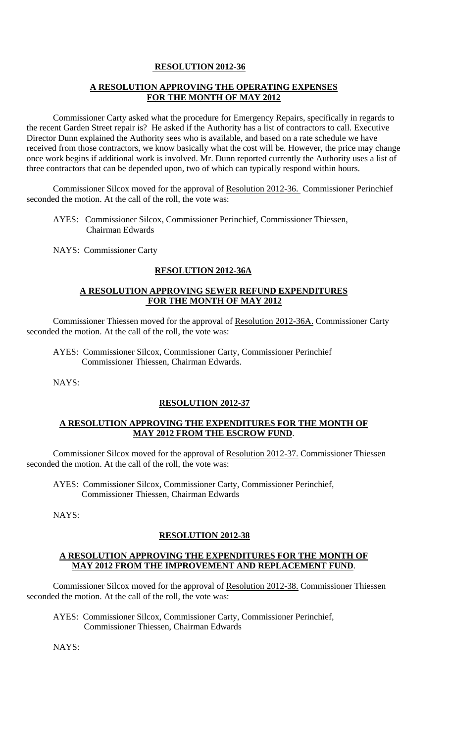**RESOLUTION 2012-36**

**A RESOLUTION APPROVING THE OPERATING EXPENSES FOR THE MONTH OF MAY 2012**

Commissioner Carty asked what the procedure for Emergency Repairs, specifically in regards to the recent Garden Street repair is? He asked if the Authority has a list of contractors to call. Executive Director Dunn explained the Authority sees who is available, and based on a rate schedule we have received from those contractors, we know basically what the cost will be. However, the price may change once work begins if additional work is involved. Mr. Dunn reported currently the Authority uses a list of three contractors that can be depended upon, two of which can typically respond within hours.

Commissioner Silcox moved for the approval of Resolution 2012-36. Commissioner Perinchief seconded the motion. At the call of the roll, the vote was:

AYES: Commissioner Silcox, Commissioner Perinchief, Commissioner Thiessen, Chairman Edwards

NAYS: Commissioner Carty

**RESOLUTION 2012-36A**

**A RESOLUTION APPROVING SEWER REFUND EXPENDITURES FOR THE MONTH OF MAY 2012**

Commissioner Thiessen moved for the approval of Resolution 2012-36A. Commissioner Carty seconded the motion. At the call of the roll, the vote was:

AYES: Commissioner Silcox, Commissioner Carty, Commissioner Perinchief Commissioner Thiessen, Chairman Edwards.

NAYS:

**RESOLUTION 2012-37**

**A RESOLUTION APPROVING THE EXPENDITURES FOR THE MONTH OF MAY 2012 FROM THE ESCROW FUND.**

Commissioner Silcox moved for the approval of Resolution 2012-37. Commissioner Thiessen seconded the motion. At the call of the roll, the vote was:

AYES: Commissioner Silcox, Commissioner Carty, Commissioner Perinchief, Commissioner Thiessen, Chairman Edwards

NAYS:

**RESOLUTION 2012-38**

**A RESOLUTION APPROVING THE EXPENDITURES FOR THE MONTH OF MAY 2012 FROM THE IMPROVEMENT AND REPLACEMENT FUND.**

Commissioner Silcox moved for the approval of Resolution 2012-38. Commissioner Thiessen seconded the motion. At the call of the roll, the vote was:

AYES: Commissioner Silcox, Commissioner Carty, Commissioner Perinchief, Commissioner Thiessen, Chairman Edwards

NAYS: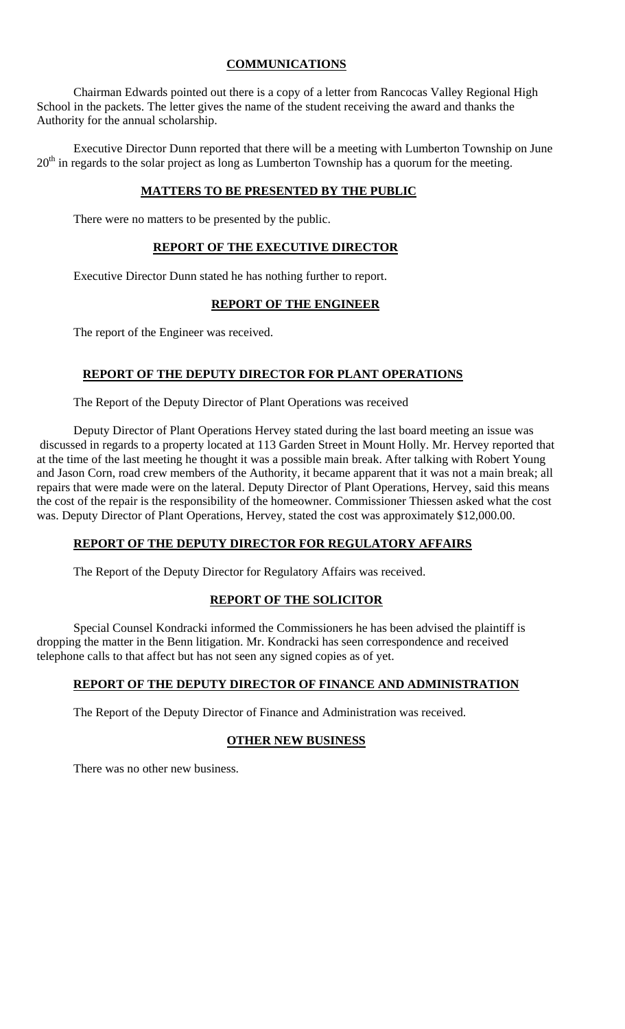## **COMMUNICATIONS**

Chairman Edwards pointed out there is a copy of a letter from Rancocas Valley Regional High School in the packets. The letter gives the name of the student receiving the award and thanks the Authority for the annual scholarship.

Executive Director Dunn reported that there will be a meeting with Lumberton Township on June 20th in regards to the solar project as long as Lumberton Township has a quorum for the meeting.

## **MATTERS TO BE PRESENTED BY THE PUBLIC**

There were no matters to be presented by the public.

## **REPORT OF THE EXECUTIVE DIRECTOR**

Executive Director Dunn stated he has nothing further to report.

## **REPORT OF THE ENGINEER**

The report of the Engineer was received.

## **REPORT OF THE DEPUTY DIRECTOR FOR PLANT OPERATIONS**

The Report of the Deputy Director of Plant Operations was received

Deputy Director of Plant Operations Hervey stated during the last board meeting an issue was discussed in regards to a property located at 113 Garden Street in Mount Holly. Mr. Hervey reported that at the time of the last meeting he thought it was a possible main break. After talking with Robert Young and Jason Corn, road crew members of the Authority, it became apparent that it was not a main break; all repairs that were made were on the lateral. Deputy Director of Plant Operations, Hervey, said this means the cost of the repair is the responsibility of the homeowner. Commissioner Thiessen asked what the cost was. Deputy Director of Plant Operations, Hervey, stated the cost was approximately $12,000.00.

## **REPORT OF THE DEPUTY DIRECTOR FOR REGULATORY AFFAIRS**

The Report of the Deputy Director for Regulatory Affairs was received.

## **REPORT OF THE SOLICITOR**

Special Counsel Kondracki informed the Commissioners he has been advised the plaintiff is dropping the matter in the Benn litigation. Mr. Kondracki has seen correspondence and received telephone calls to that affect but has not seen any signed copies as of yet.

## **REPORT OF THE DEPUTY DIRECTOR OF FINANCE AND ADMINISTRATION**

The Report of the Deputy Director of Finance and Administration was received.

## **OTHER NEW BUSINESS**

There was no other new business.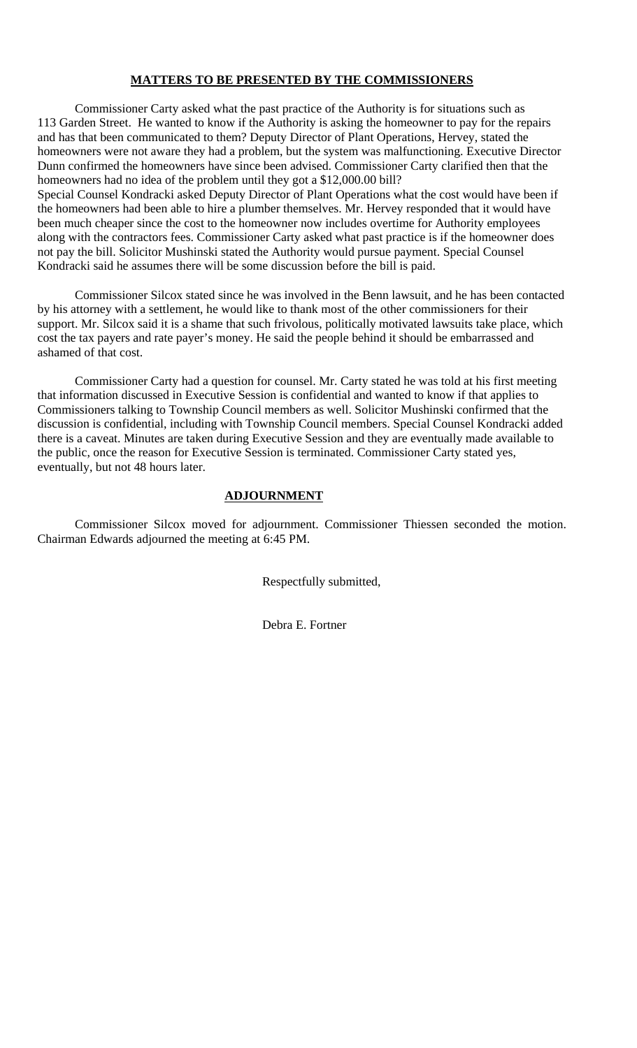## **MATTERS TO BE PRESENTED BY THE COMMISSIONERS**

Commissioner Carty asked what the past practice of the Authority is for situations such as 113 Garden Street. He wanted to know if the Authority is asking the homeowner to pay for the repairs and has that been communicated to them? Deputy Director of Plant Operations, Hervey, stated the homeowners were not aware they had a problem, but the system was malfunctioning. Executive Director Dunn confirmed the homeowners have since been advised. Commissioner Carty clarified then that the homeowners had no idea of the problem until they got a $12,000.00 bill?
Special Counsel Kondracki asked Deputy Director of Plant Operations what the cost would have been if the homeowners had been able to hire a plumber themselves. Mr. Hervey responded that it would have been much cheaper since the cost to the homeowner now includes overtime for Authority employees along with the contractors fees. Commissioner Carty asked what past practice is if the homeowner does not pay the bill. Solicitor Mushinski stated the Authority would pursue payment. Special Counsel Kondracki said he assumes there will be some discussion before the bill is paid.

Commissioner Silcox stated since he was involved in the Benn lawsuit, and he has been contacted by his attorney with a settlement, he would like to thank most of the other commissioners for their support. Mr. Silcox said it is a shame that such frivolous, politically motivated lawsuits take place, which cost the tax payers and rate payer's money. He said the people behind it should be embarrassed and ashamed of that cost.

Commissioner Carty had a question for counsel. Mr. Carty stated he was told at his first meeting that information discussed in Executive Session is confidential and wanted to know if that applies to Commissioners talking to Township Council members as well. Solicitor Mushinski confirmed that the discussion is confidential, including with Township Council members. Special Counsel Kondracki added there is a caveat. Minutes are taken during Executive Session and they are eventually made available to the public, once the reason for Executive Session is terminated. Commissioner Carty stated yes, eventually, but not 48 hours later.

## **ADJOURNMENT**

Commissioner Silcox moved for adjournment. Commissioner Thiessen seconded the motion. Chairman Edwards adjourned the meeting at 6:45 PM.

Respectfully submitted,

Debra E. Fortner